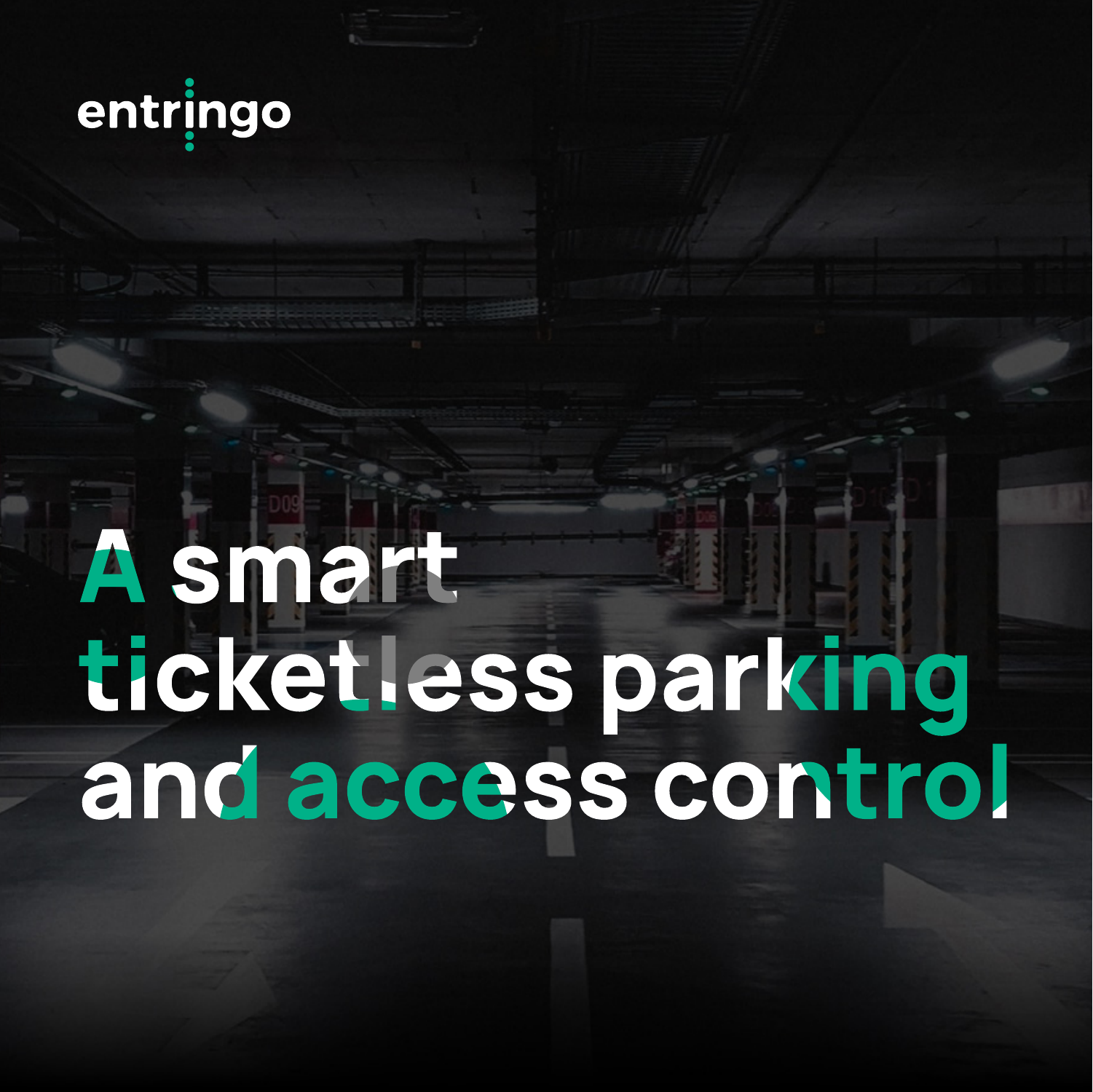entringo

# A smart ticketless parking and access control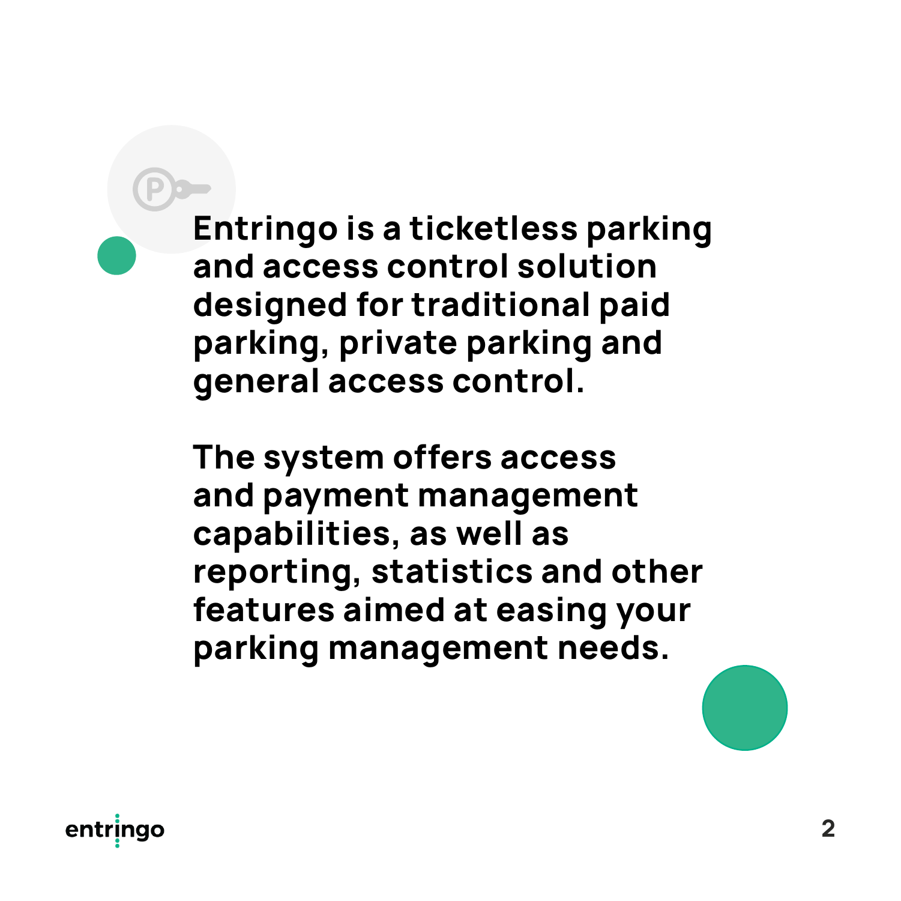**Entringo is a ticketless parking and access control solution designed for traditional paid parking, private parking and general access control.**

**The system offers access and payment management capabilities, as well as reporting, statistics and other features aimed at easing your parking management needs.**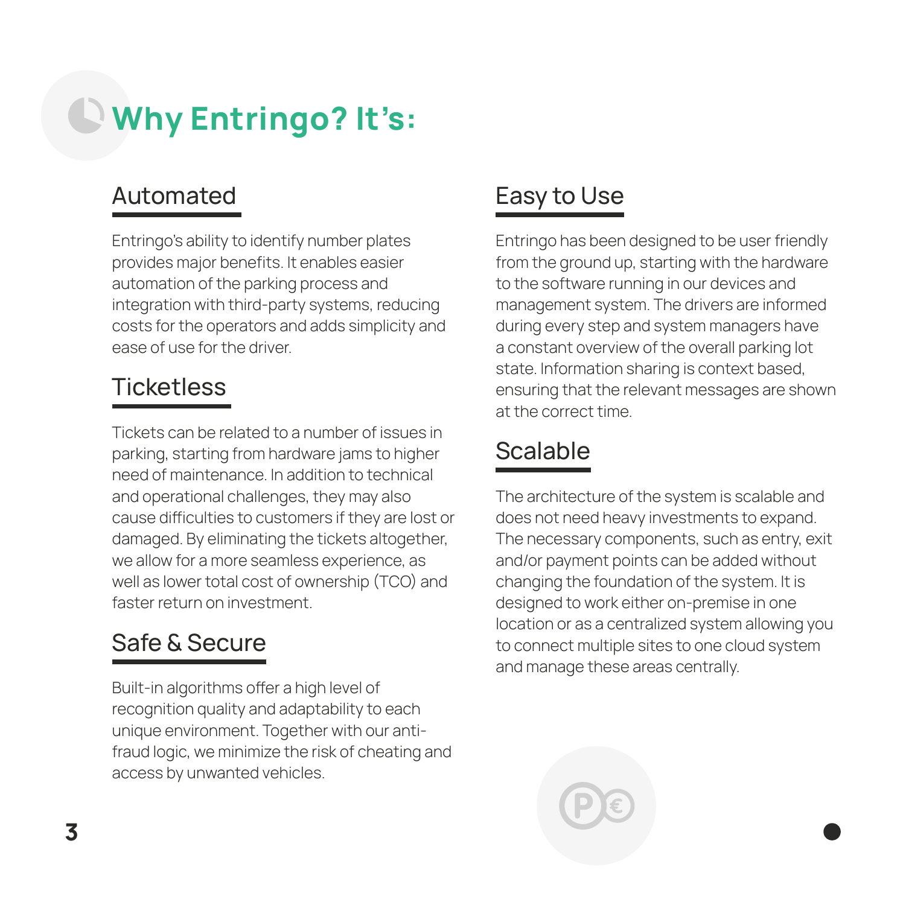# Why Entringo? It's:

## Automated

Entringo's ability to identify number plates provides major benefits. It enables easier automation of the parking process and integration with third-party systems, reducing costs for the operators and adds simplicity and ease of use for the driver.

## Ticketless

Tickets can be related to a number of issues in parking, starting from hardware jams to higher need of maintenance. In addition to technical and operational challenges, they may also cause difficulties to customers if they are lost or damaged. By eliminating the tickets altogether, we allow for a more seamless experience, as well as lower total cost of ownership (TCO) and faster return on investment.

## Safe & Secure

Built-in algorithms offer a high level of recognition quality and adaptability to each unique environment. Together with our anti-fraud logic, we minimize the risk of cheating and access by unwanted vehicles.

## Easy to Use

Entringo has been designed to be user friendly from the ground up, starting with the hardware to the software running in our devices and management system. The drivers are informed during every step and system managers have a constant overview of the overall parking lot state. Information sharing is context based, ensuring that the relevant messages are shown at the correct time.

## Scalable

The architecture of the system is scalable and does not need heavy investments to expand. The necessary components, such as entry, exit and/or payment points can be added without changing the foundation of the system. It is designed to work either on-premise in one location or as a centralized system allowing you to connect multiple sites to one cloud system and manage these areas centrally.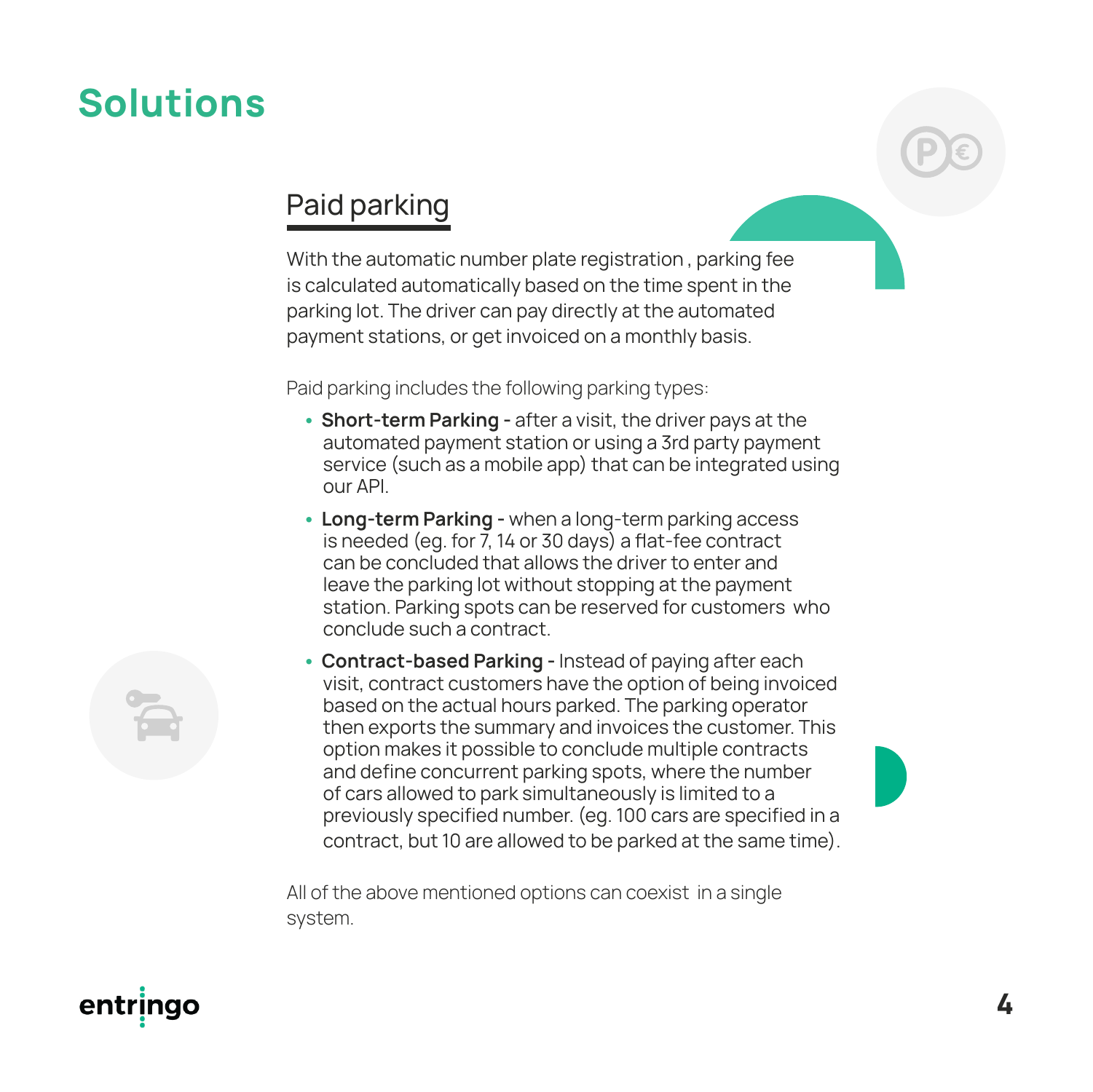# Solutions

## Paid parking

With the automatic number plate registration , parking fee is calculated automatically based on the time spent in the parking lot. The driver can pay directly at the automated payment stations, or get invoiced on a monthly basis.

Paid parking includes the following parking types:

- **Short-term Parking -** after a visit, the driver pays at the automated payment station or using a 3rd party payment service (such as a mobile app) that can be integrated using our API.
- **Long-term Parking -** when a long-term parking access is needed (eg. for 7, 14 or 30 days) a flat-fee contract can be concluded that allows the driver to enter and leave the parking lot without stopping at the payment station. Parking spots can be reserved for customers who conclude such a contract.
- **Contract-based Parking -** Instead of paying after each visit, contract customers have the option of being invoiced based on the actual hours parked. The parking operator then exports the summary and invoices the customer. This option makes it possible to conclude multiple contracts and define concurrent parking spots, where the number of cars allowed to park simultaneously is limited to a previously specified number. (eg. 100 cars are specified in a contract, but 10 are allowed to be parked at the same time).

All of the above mentioned options can coexist in a single system.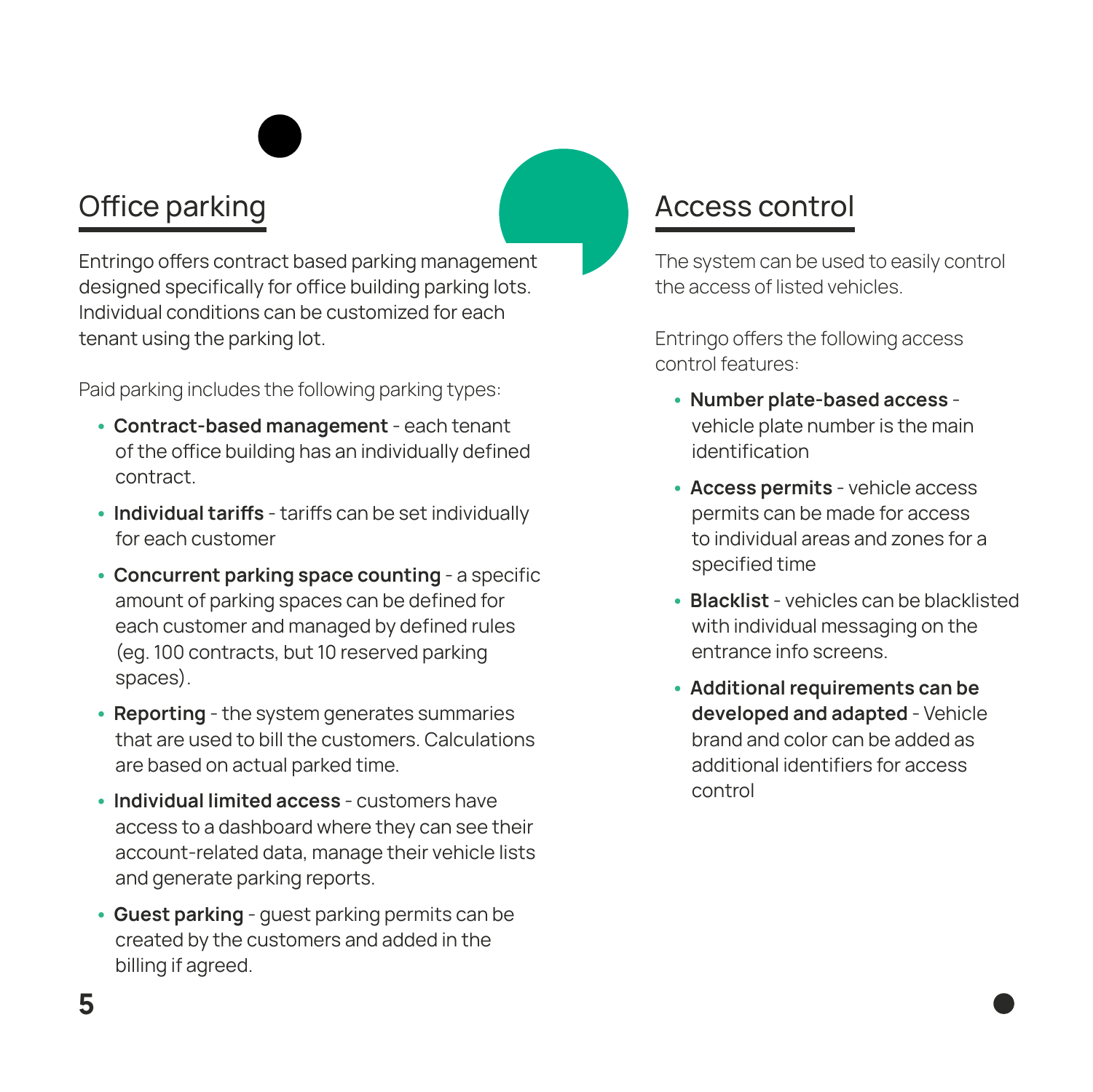## Office parking

Entringo offers contract based parking management designed specifically for office building parking lots. Individual conditions can be customized for each tenant using the parking lot.

Paid parking includes the following parking types:

- **Contract-based management** - each tenant of the office building has an individually defined contract.
- **Individual tariffs** - tariffs can be set individually for each customer
- **Concurrent parking space counting** - a specific amount of parking spaces can be defined for each customer and managed by defined rules (eg. 100 contracts, but 10 reserved parking spaces).
- **Reporting** - the system generates summaries that are used to bill the customers. Calculations are based on actual parked time.
- **Individual limited access** - customers have access to a dashboard where they can see their account-related data, manage their vehicle lists and generate parking reports.
- **Guest parking** - guest parking permits can be created by the customers and added in the billing if agreed.

## Access control

The system can be used to easily control the access of listed vehicles.

Entringo offers the following access control features:

- **Number plate-based access** - vehicle plate number is the main identification
- **Access permits** - vehicle access permits can be made for access to individual areas and zones for a specified time
- **Blacklist** - vehicles can be blacklisted with individual messaging on the entrance info screens.
- **Additional requirements can be developed and adapted** - Vehicle brand and color can be added as additional identifiers for access control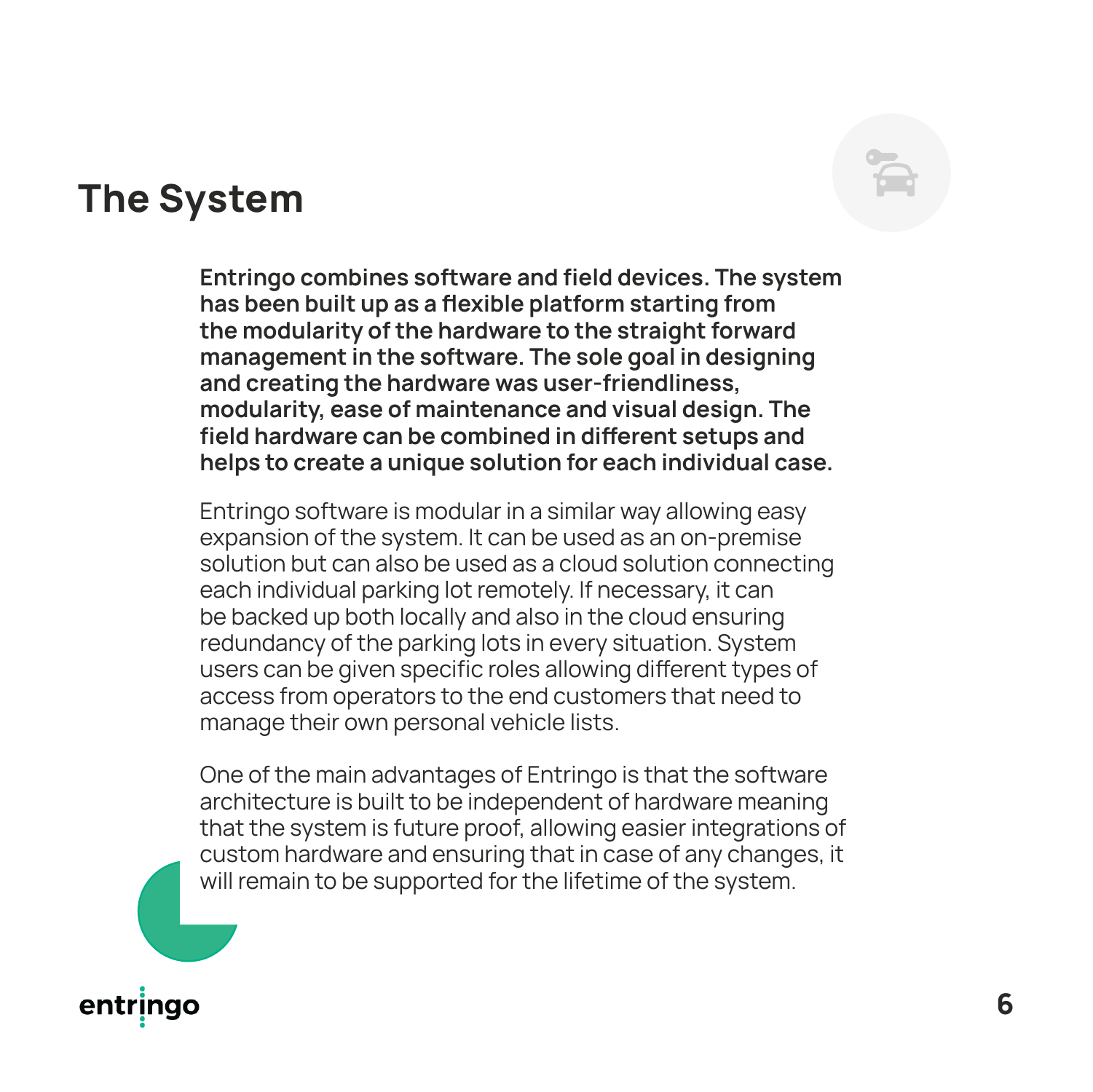# The System

**Entringo combines software and field devices. The system has been built up as a flexible platform starting from the modularity of the hardware to the straight forward management in the software. The sole goal in designing and creating the hardware was user-friendliness, modularity, ease of maintenance and visual design. The field hardware can be combined in different setups and helps to create a unique solution for each individual case.**

Entringo software is modular in a similar way allowing easy expansion of the system. It can be used as an on-premise solution but can also be used as a cloud solution connecting each individual parking lot remotely. If necessary, it can be backed up both locally and also in the cloud ensuring redundancy of the parking lots in every situation. System users can be given specific roles allowing different types of access from operators to the end customers that need to manage their own personal vehicle lists.

One of the main advantages of Entringo is that the software architecture is built to be independent of hardware meaning that the system is future proof, allowing easier integrations of custom hardware and ensuring that in case of any changes, it will remain to be supported for the lifetime of the system.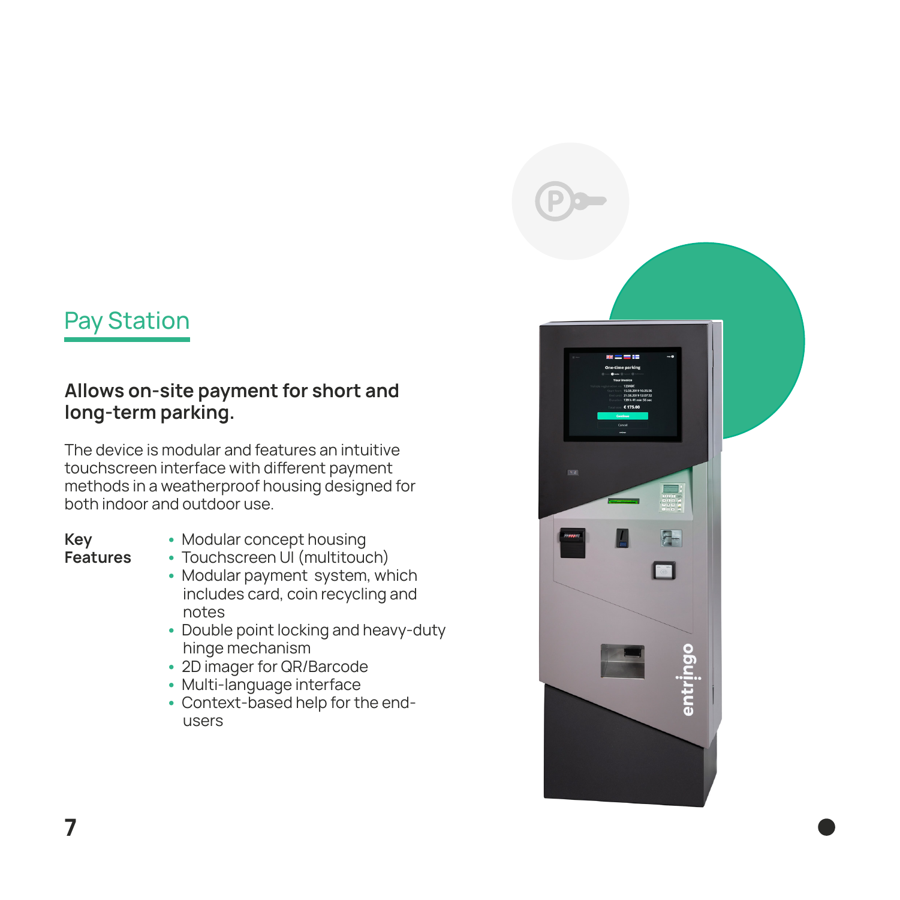## Pay Station

**Allows on-site payment for short and long-term parking.**

The device is modular and features an intuitive touchscreen interface with different payment methods in a weatherproof housing designed for both indoor and outdoor use.

**Key Features**

- Modular concept housing
- Touchscreen UI (multitouch)
- Modular payment system, which includes card, coin recycling and notes
- Double point locking and heavy-duty hinge mechanism
- 2D imager for QR/Barcode
- Multi-language interface
- Context-based help for the end-users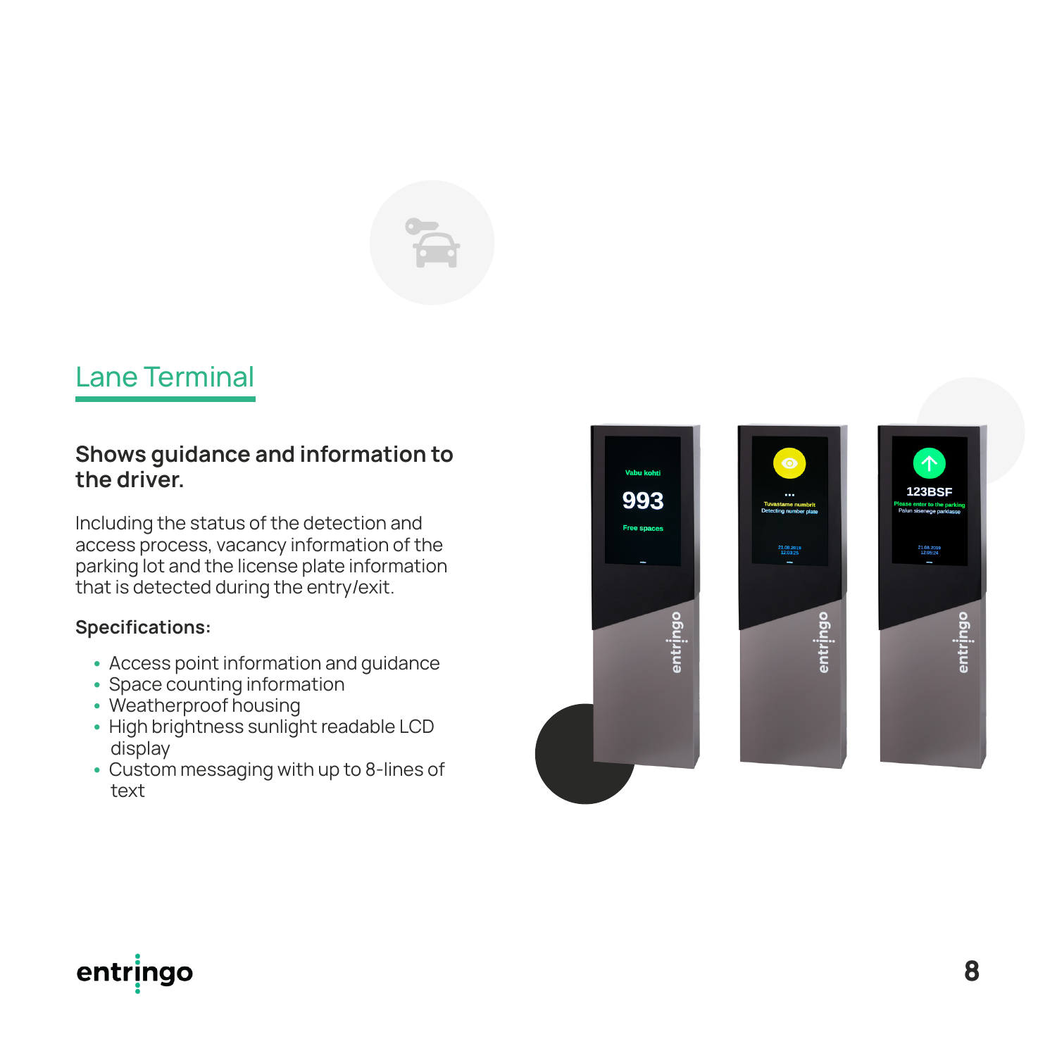## Lane Terminal

**Shows guidance and information to the driver.**

Including the status of the detection and access process, vacancy information of the parking lot and the license plate information that is detected during the entry/exit.

**Specifications:**

- Access point information and guidance
- Space counting information
- Weatherproof housing
- High brightness sunlight readable LCD display
- Custom messaging with up to 8-lines of text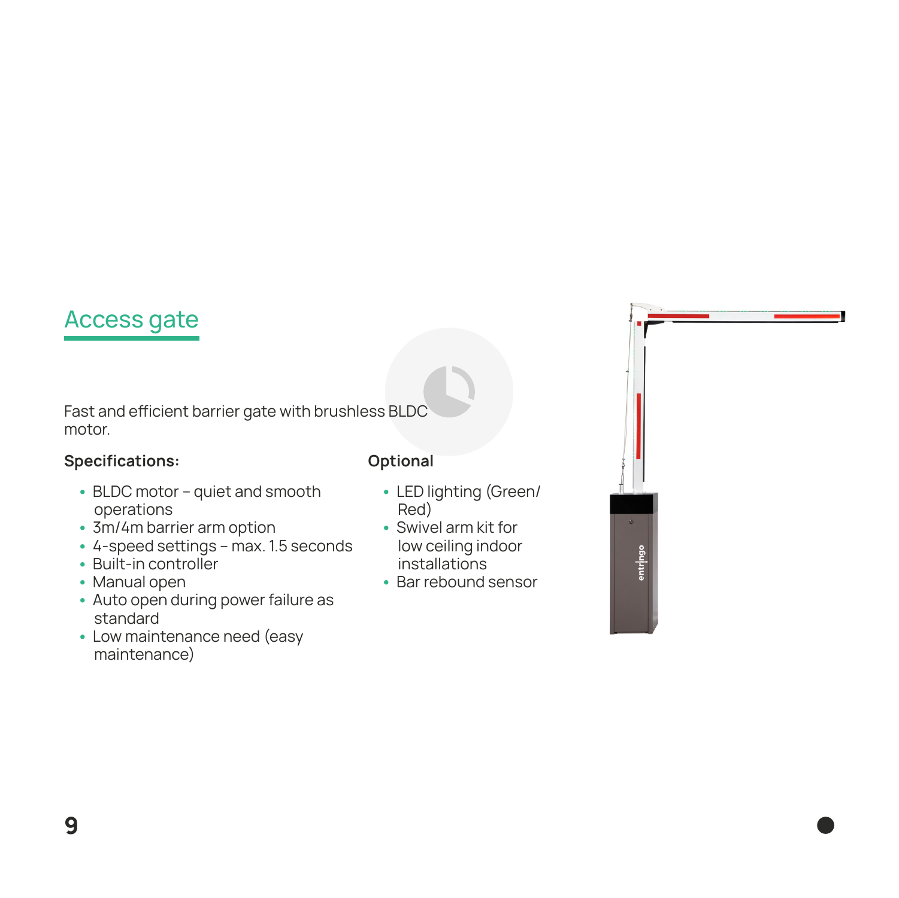## Access gate

Fast and efficient barrier gate with brushless BLDC motor.

**Specifications:**

- BLDC motor – quiet and smooth operations
- 3m/4m barrier arm option
- 4-speed settings – max. 1.5 seconds
- Built-in controller
- Manual open
- Auto open during power failure as standard
- Low maintenance need (easy maintenance)

**Optional**

- LED lighting (Green/Red)
- Swivel arm kit for low ceiling indoor installations
- Bar rebound sensor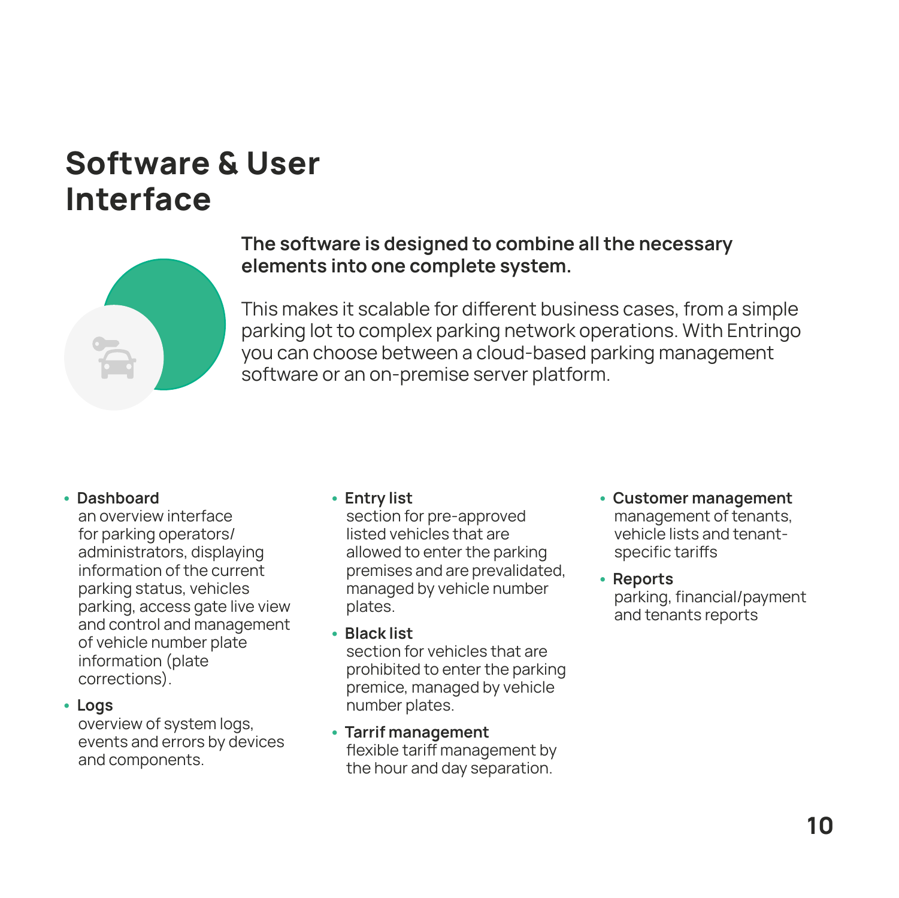# Software & User Interface

**The software is designed to combine all the necessary elements into one complete system.**

This makes it scalable for different business cases, from a simple parking lot to complex parking network operations. With Entringo you can choose between a cloud-based parking management software or an on-premise server platform.

- **Dashboard**
  an overview interface for parking operators/ administrators, displaying information of the current parking status, vehicles parking, access gate live view and control and management of vehicle number plate information (plate corrections).
- **Logs**
  overview of system logs, events and errors by devices and components.
- **Entry list**
  section for pre-approved listed vehicles that are allowed to enter the parking premises and are prevalidated, managed by vehicle number plates.
- **Black list**
  section for vehicles that are prohibited to enter the parking premice, managed by vehicle number plates.
- **Tarrif management**
  flexible tariff management by the hour and day separation.
- **Customer management**
  management of tenants, vehicle lists and tenant-specific tariffs
- **Reports**
  parking, financial/payment and tenants reports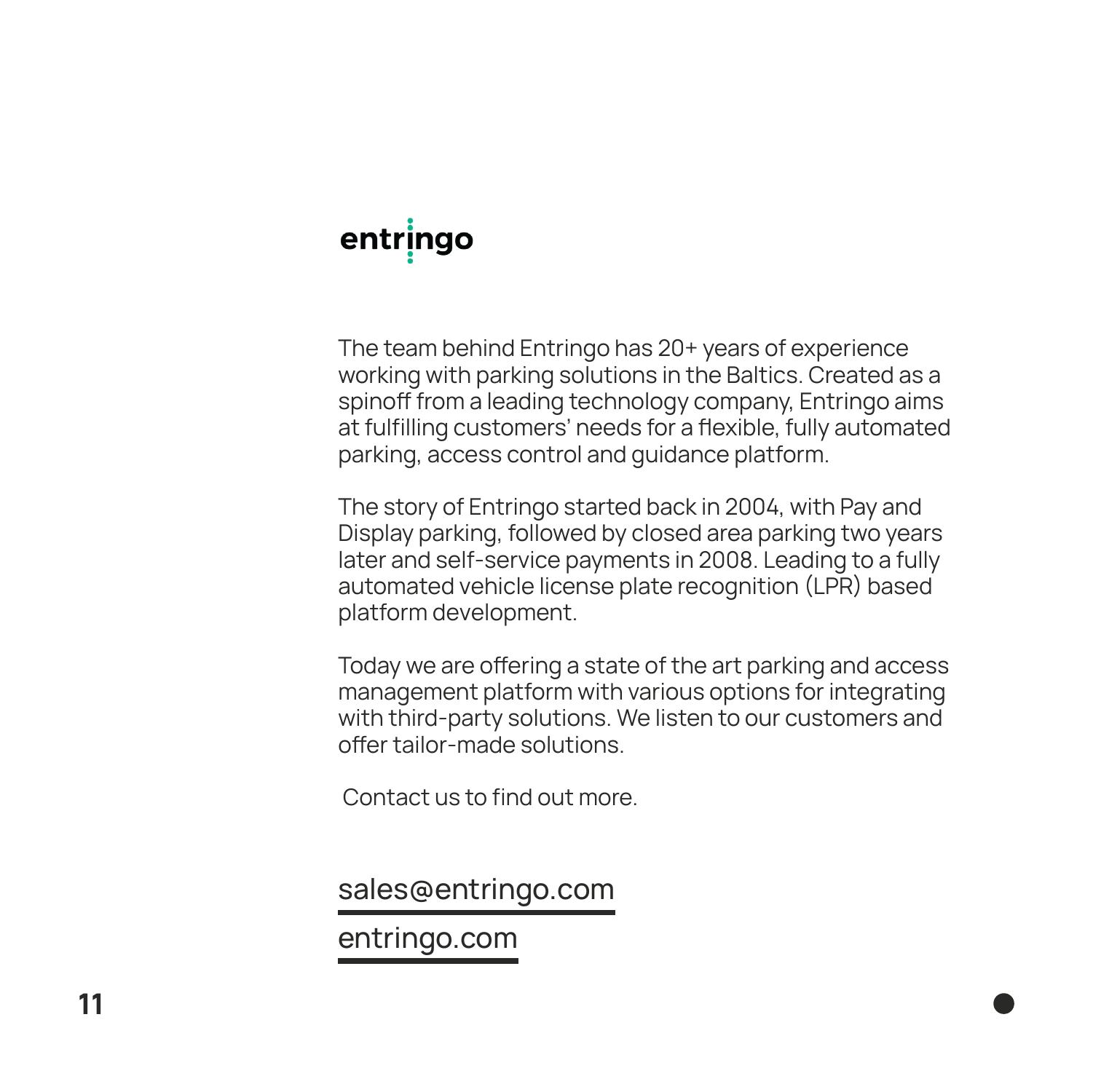# entringo

The team behind Entringo has 20+ years of experience working with parking solutions in the Baltics. Created as a spinoff from a leading technology company, Entringo aims at fulfilling customers' needs for a flexible, fully automated parking, access control and guidance platform.

The story of Entringo started back in 2004, with Pay and Display parking, followed by closed area parking two years later and self-service payments in 2008. Leading to a fully automated vehicle license plate recognition (LPR) based platform development.

Today we are offering a state of the art parking and access management platform with various options for integrating with third-party solutions. We listen to our customers and offer tailor-made solutions.

Contact us to find out more.

sales@entringo.com

entringo.com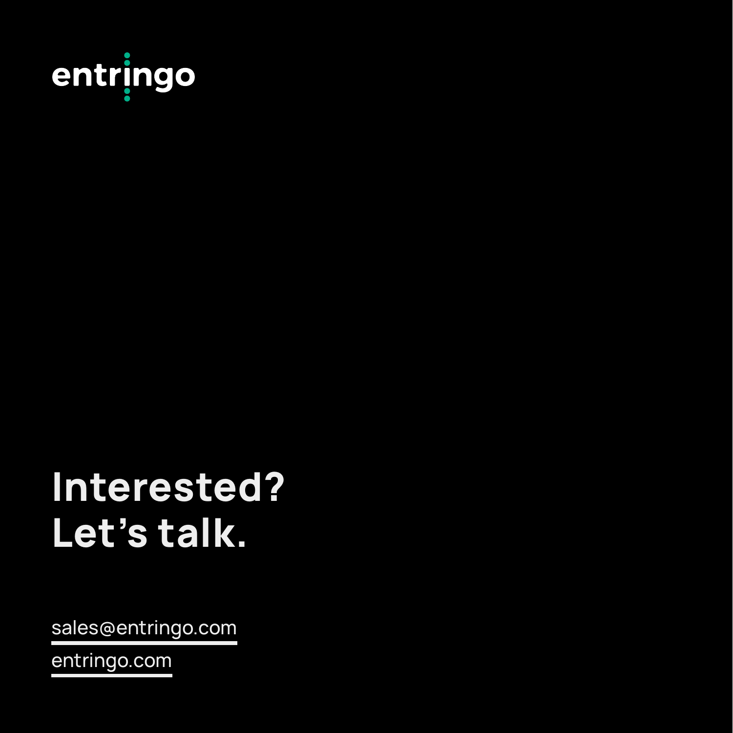entringo

# Interested? Let’s talk.

sales@entringo.com

entringo.com